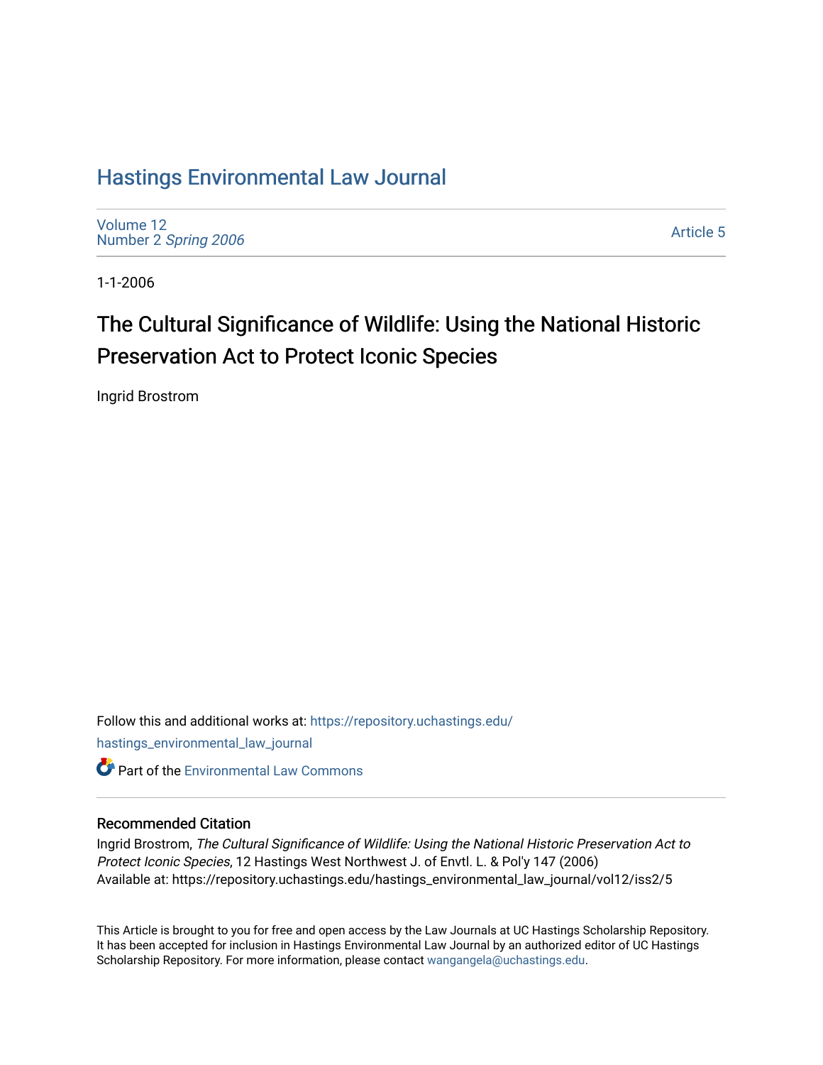# Hastings Environmental Law Journal

Volume 12
Number 2 *Spring 2006*

Article 5

1-1-2006

## The Cultural Significance of Wildlife: Using the National Historic Preservation Act to Protect Iconic Species

Ingrid Brostrom

Follow this and additional works at: https://repository.uchastings.edu/hastings_environmental_law_journal

Part of the Environmental Law Commons

### Recommended Citation

Ingrid Brostrom, *The Cultural Significance of Wildlife: Using the National Historic Preservation Act to Protect Iconic Species*, 12 Hastings West Northwest J. of Envtl. L. & Pol'y 147 (2006)
Available at: https://repository.uchastings.edu/hastings_environmental_law_journal/vol12/iss2/5

This Article is brought to you for free and open access by the Law Journals at UC Hastings Scholarship Repository. It has been accepted for inclusion in Hastings Environmental Law Journal by an authorized editor of UC Hastings Scholarship Repository. For more information, please contact wangangela@uchastings.edu.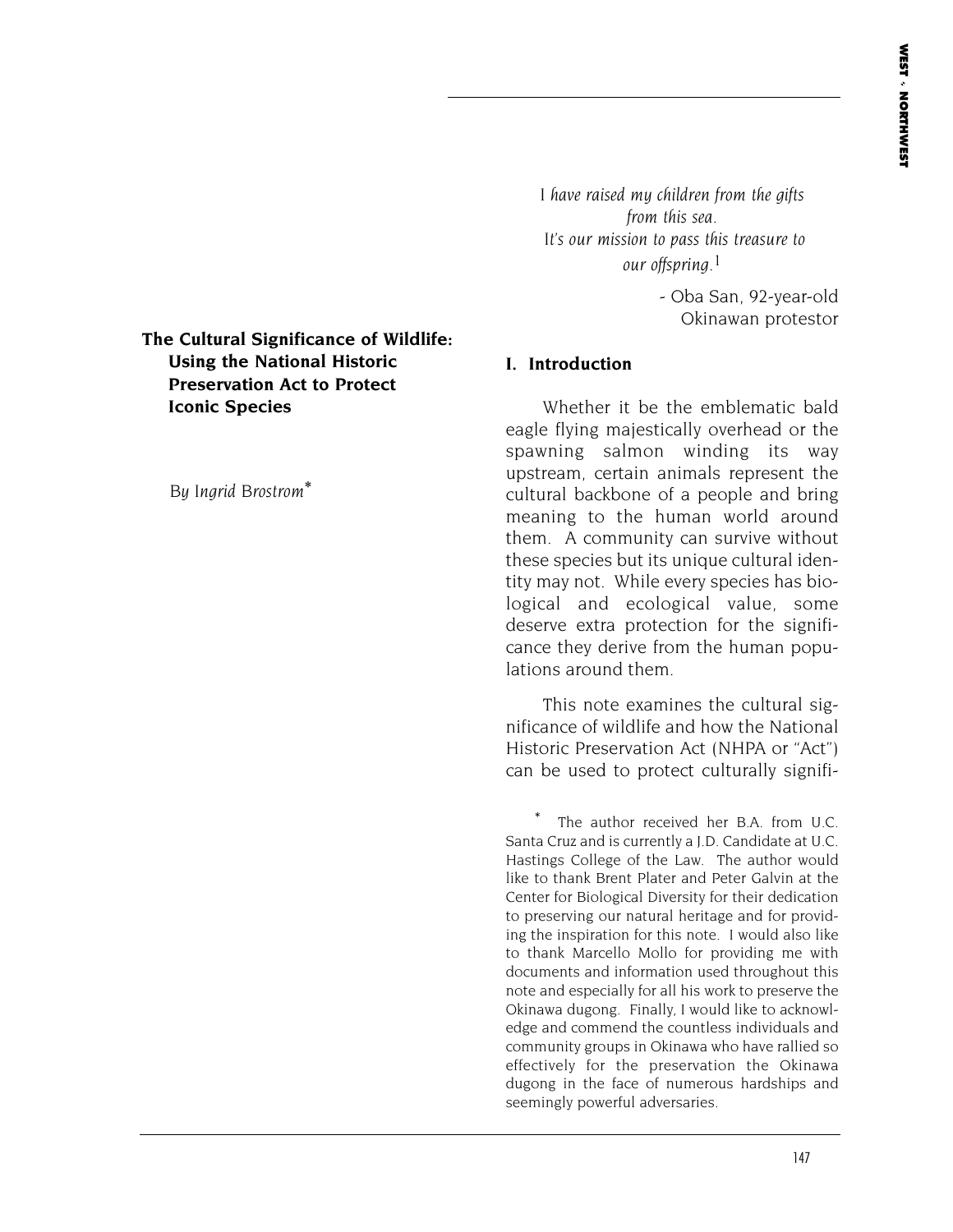# The Cultural Significance of Wildlife: Using the National Historic Preservation Act to Protect Iconic Species

*By Ingrid Brostrom**

> *I have raised my children from the gifts from this sea.*
> *It's our mission to pass this treasure to our offspring.*[1]
>
> - Oba San, 92-year-old Okinawan protestor

## I. Introduction

Whether it be the emblematic bald eagle flying majestically overhead or the spawning salmon winding its way upstream, certain animals represent the cultural backbone of a people and bring meaning to the human world around them. A community can survive without these species but its unique cultural identity may not. While every species has biological and ecological value, some deserve extra protection for the significance they derive from the human populations around them.

This note examines the cultural significance of wildlife and how the National Historic Preservation Act (NHPA or "Act") can be used to protect culturally signifi-

\* The author received her B.A. from U.C. Santa Cruz and is currently a J.D. Candidate at U.C. Hastings College of the Law. The author would like to thank Brent Plater and Peter Galvin at the Center for Biological Diversity for their dedication to preserving our natural heritage and for providing the inspiration for this note. I would also like to thank Marcello Mollo for providing me with documents and information used throughout this note and especially for all his work to preserve the Okinawa dugong. Finally, I would like to acknowledge and commend the countless individuals and community groups in Okinawa who have rallied so effectively for the preservation the Okinawa dugong in the face of numerous hardships and seemingly powerful adversaries.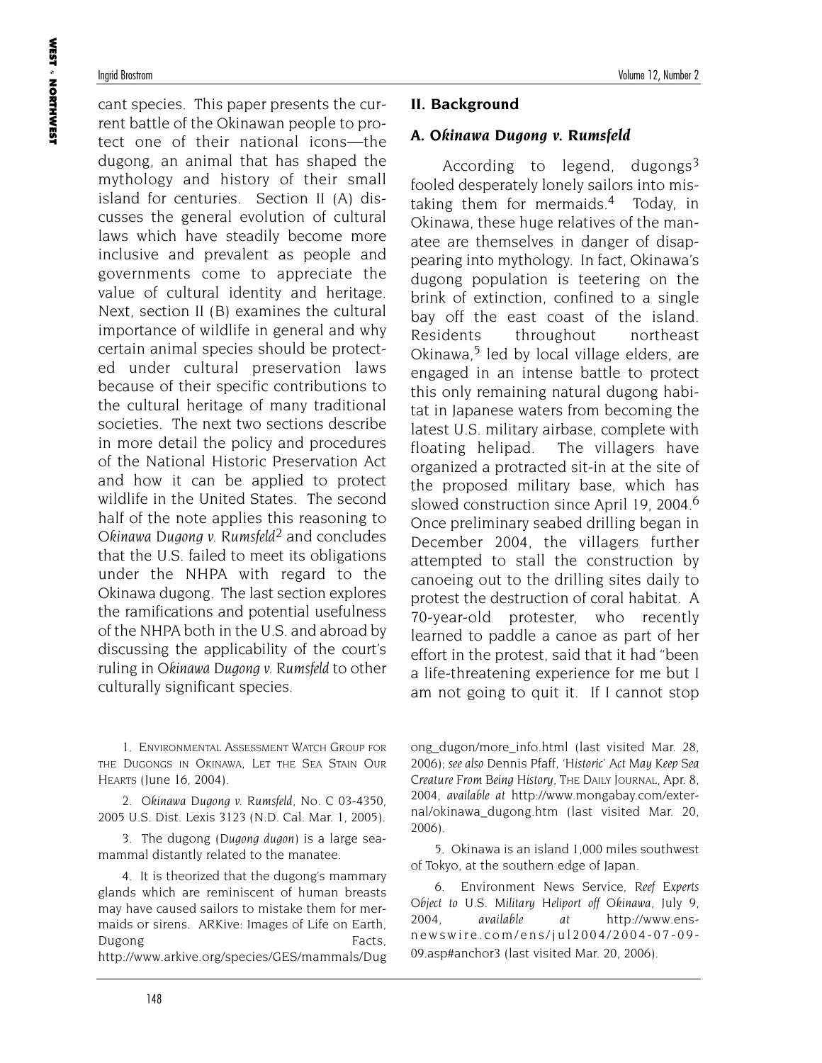cant species. This paper presents the current battle of the Okinawan people to protect one of their national icons—the dugong, an animal that has shaped the mythology and history of their small island for centuries. Section II (A) discusses the general evolution of cultural laws which have steadily become more inclusive and prevalent as people and governments come to appreciate the value of cultural identity and heritage. Next, section II (B) examines the cultural importance of wildlife in general and why certain animal species should be protected under cultural preservation laws because of their specific contributions to the cultural heritage of many traditional societies. The next two sections describe in more detail the policy and procedures of the National Historic Preservation Act and how it can be applied to protect wildlife in the United States. The second half of the note applies this reasoning to *Okinawa Dugong v. Rumsfeld*[2] and concludes that the U.S. failed to meet its obligations under the NHPA with regard to the Okinawa dugong. The last section explores the ramifications and potential usefulness of the NHPA both in the U.S. and abroad by discussing the applicability of the court's ruling in *Okinawa Dugong v. Rumsfeld* to other culturally significant species.

## II. Background

### A. *Okinawa Dugong v. Rumsfeld*

According to legend, dugongs[3] fooled desperately lonely sailors into mistaking them for mermaids.[4] Today, in Okinawa, these huge relatives of the manatee are themselves in danger of disappearing into mythology. In fact, Okinawa's dugong population is teetering on the brink of extinction, confined to a single bay off the east coast of the island. Residents throughout northeast Okinawa,[5] led by local village elders, are engaged in an intense battle to protect this only remaining natural dugong habitat in Japanese waters from becoming the latest U.S. military airbase, complete with floating helipad. The villagers have organized a protracted sit-in at the site of the proposed military base, which has slowed construction since April 19, 2004.[6] Once preliminary seabed drilling began in December 2004, the villagers further attempted to stall the construction by canoeing out to the drilling sites daily to protest the destruction of coral habitat. A 70-year-old protester, who recently learned to paddle a canoe as part of her effort in the protest, said that it had "been a life-threatening experience for me but I am not going to quit it. If I cannot stop

1. Environmental Assessment Watch Group for the Dugongs in Okinawa, Let the Sea Stain Our Hearts (June 16, 2004).

2. *Okinawa Dugong v. Rumsfeld*, No. C 03-4350, 2005 U.S. Dist. Lexis 3123 (N.D. Cal. Mar. 1, 2005).

3. The dugong (*Dugong dugon*) is a large sea-mammal distantly related to the manatee.

4. It is theorized that the dugong's mammary glands which are reminiscent of human breasts may have caused sailors to mistake them for mermaids or sirens. ARKive: Images of Life on Earth, Dugong Facts, http://www.arkive.org/species/GES/mammals/Dugong_dugon/more_info.html (last visited Mar. 28, 2006); *see also* Dennis Pfaff, *'Historic' Act May Keep Sea Creature From Being History*, The Daily Journal, Apr. 8, 2004, *available at* http://www.mongabay.com/external/okinawa_dugong.htm (last visited Mar. 20, 2006).

5. Okinawa is an island 1,000 miles southwest of Tokyo, at the southern edge of Japan.

6. Environment News Service, *Reef Experts Object to U.S. Military Heliport off Okinawa*, July 9, 2004, *available at* http://www.ens-newswire.com/ens/jul2004/2004-07-09-09.asp#anchor3 (last visited Mar. 20, 2006).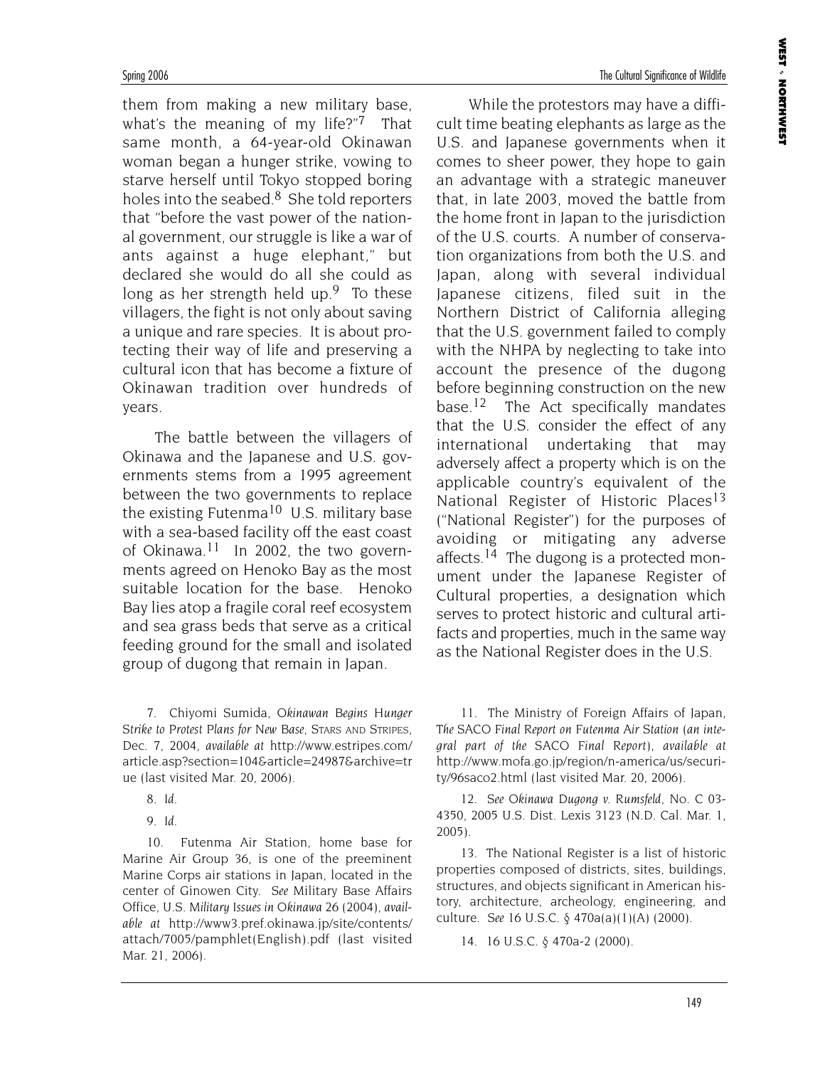them from making a new military base, what's the meaning of my life?"[7] That same month, a 64-year-old Okinawan woman began a hunger strike, vowing to starve herself until Tokyo stopped boring holes into the seabed.[8] She told reporters that "before the vast power of the national government, our struggle is like a war of ants against a huge elephant," but declared she would do all she could as long as her strength held up.[9] To these villagers, the fight is not only about saving a unique and rare species. It is about protecting their way of life and preserving a cultural icon that has become a fixture of Okinawan tradition over hundreds of years.

The battle between the villagers of Okinawa and the Japanese and U.S. governments stems from a 1995 agreement between the two governments to replace the existing Futenma[10] U.S. military base with a sea-based facility off the east coast of Okinawa.[11] In 2002, the two governments agreed on Henoko Bay as the most suitable location for the base. Henoko Bay lies atop a fragile coral reef ecosystem and sea grass beds that serve as a critical feeding ground for the small and isolated group of dugong that remain in Japan.

While the protestors may have a difficult time beating elephants as large as the U.S. and Japanese governments when it comes to sheer power, they hope to gain an advantage with a strategic maneuver that, in late 2003, moved the battle from the home front in Japan to the jurisdiction of the U.S. courts. A number of conservation organizations from both the U.S. and Japan, along with several individual Japanese citizens, filed suit in the Northern District of California alleging that the U.S. government failed to comply with the NHPA by neglecting to take into account the presence of the dugong before beginning construction on the new base.[12] The Act specifically mandates that the U.S. consider the effect of any international undertaking that may adversely affect a property which is on the applicable country's equivalent of the National Register of Historic Places[13] ("National Register") for the purposes of avoiding or mitigating any adverse affects.[14] The dugong is a protected monument under the Japanese Register of Cultural properties, a designation which serves to protect historic and cultural artifacts and properties, much in the same way as the National Register does in the U.S.

---

7. Chiyomi Sumida, *Okinawan Begins Hunger Strike to Protest Plans for New Base*, STARS AND STRIPES, Dec. 7, 2004, *available at* http://www.estripes.com/article.asp?section=104&article=24987&archive=true (last visited Mar. 20, 2006).

8. *Id.*

9. *Id.*

10. Futenma Air Station, home base for Marine Air Group 36, is one of the preeminent Marine Corps air stations in Japan, located in the center of Ginowen City. *See* Military Base Affairs Office, U.S. *Military Issues in Okinawa* 26 (2004), *available at* http://www3.pref.okinawa.jp/site/contents/attach/7005/pamphlet(English).pdf (last visited Mar. 21, 2006).

11. The Ministry of Foreign Affairs of Japan, *The SACO Final Report on Futenma Air Station (an integral part of the SACO Final Report)*, *available at* http://www.mofa.go.jp/region/n-america/us/security/96saco2.html (last visited Mar. 20, 2006).

12. *See Okinawa Dugong v. Rumsfeld*, No. C 03-4350, 2005 U.S. Dist. Lexis 3123 (N.D. Cal. Mar. 1, 2005).

13. The National Register is a list of historic properties composed of districts, sites, buildings, structures, and objects significant in American history, architecture, archeology, engineering, and culture. *See* 16 U.S.C. § 470a(a)(1)(A) (2000).

14. 16 U.S.C. § 470a-2 (2000).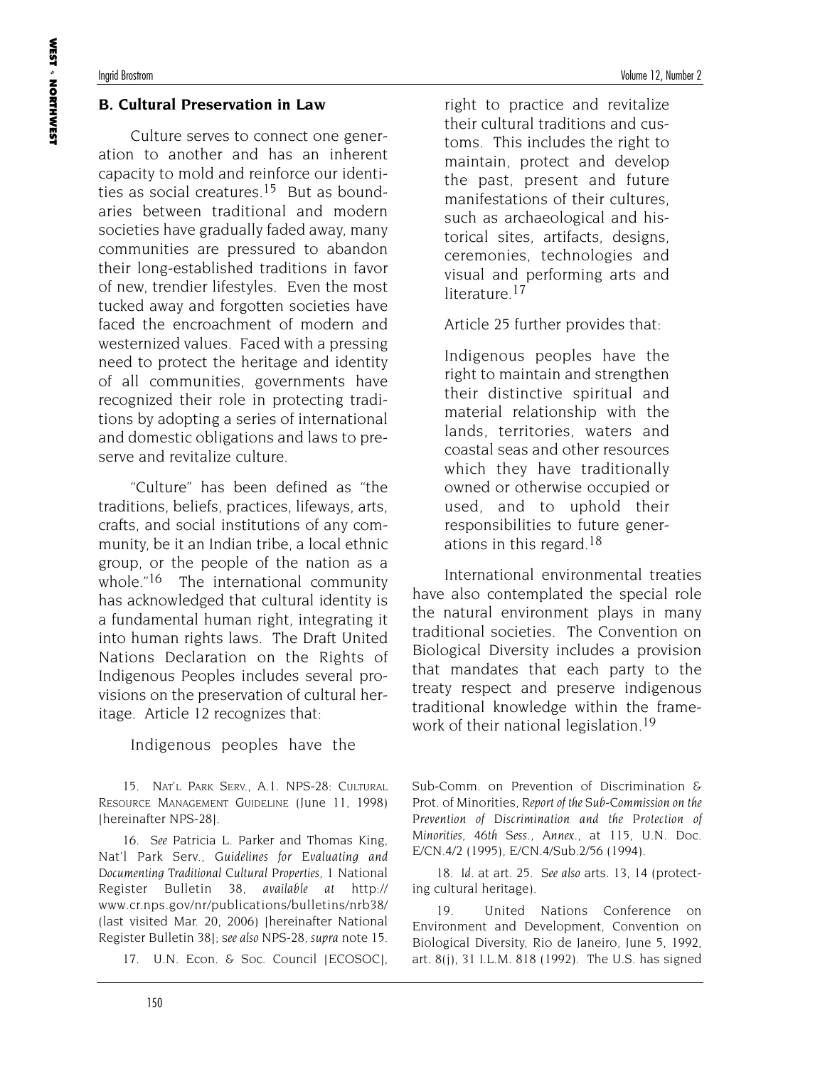### B. Cultural Preservation in Law

Culture serves to connect one generation to another and has an inherent capacity to mold and reinforce our identities as social creatures.[15] But as boundaries between traditional and modern societies have gradually faded away, many communities are pressured to abandon their long-established traditions in favor of new, trendier lifestyles. Even the most tucked away and forgotten societies have faced the encroachment of modern and westernized values. Faced with a pressing need to protect the heritage and identity of all communities, governments have recognized their role in protecting traditions by adopting a series of international and domestic obligations and laws to preserve and revitalize culture.

"Culture" has been defined as "the traditions, beliefs, practices, lifeways, arts, crafts, and social institutions of any community, be it an Indian tribe, a local ethnic group, or the people of the nation as a whole."[16] The international community has acknowledged that cultural identity is a fundamental human right, integrating it into human rights laws. The Draft United Nations Declaration on the Rights of Indigenous Peoples includes several provisions on the preservation of cultural heritage. Article 12 recognizes that:

> Indigenous peoples have the right to practice and revitalize their cultural traditions and customs. This includes the right to maintain, protect and develop the past, present and future manifestations of their cultures, such as archaeological and historical sites, artifacts, designs, ceremonies, technologies and visual and performing arts and literature.[17]

Article 25 further provides that:

> Indigenous peoples have the right to maintain and strengthen their distinctive spiritual and material relationship with the lands, territories, waters and coastal seas and other resources which they have traditionally owned or otherwise occupied or used, and to uphold their responsibilities to future generations in this regard.[18]

International environmental treaties have also contemplated the special role the natural environment plays in many traditional societies. The Convention on Biological Diversity includes a provision that mandates that each party to the treaty respect and preserve indigenous traditional knowledge within the framework of their national legislation.[19]

---

15. NAT'L PARK SERV., A.1. NPS-28: CULTURAL RESOURCE MANAGEMENT GUIDELINE (June 11, 1998) [hereinafter NPS-28].

16. *See* Patricia L. Parker and Thomas King, Nat'l Park Serv., *Guidelines for Evaluating and Documenting Traditional Cultural Properties*, 1 National Register Bulletin 38, *available at* http://www.cr.nps.gov/nr/publications/bulletins/nrb38/ (last visited Mar. 20, 2006) [hereinafter National Register Bulletin 38]; *see also* NPS-28, *supra* note 15.

17. U.N. Econ. & Soc. Council [ECOSOC], Sub-Comm. on Prevention of Discrimination & Prot. of Minorities, *Report of the Sub-Commission on the Prevention of Discrimination and the Protection of Minorities, 46th Sess., Annex.*, at 115, U.N. Doc. E/CN.4/2 (1995), E/CN.4/Sub.2/56 (1994).

18. *Id.* at art. 25. *See also* arts. 13, 14 (protecting cultural heritage).

19. United Nations Conference on Environment and Development, Convention on Biological Diversity, Rio de Janeiro, June 5, 1992, art. 8(j), 31 I.L.M. 818 (1992). The U.S. has signed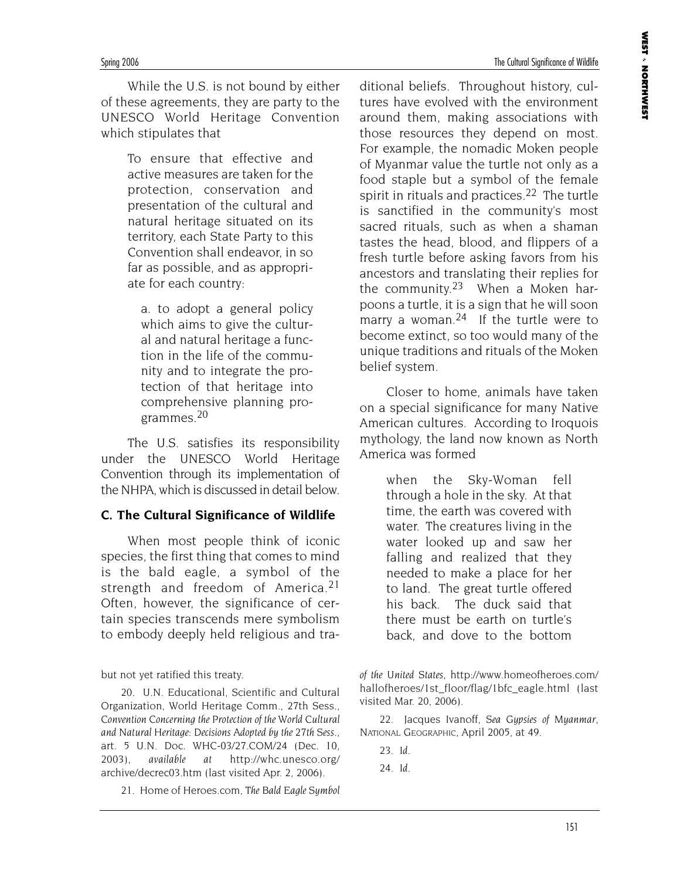While the U.S. is not bound by either of these agreements, they are party to the UNESCO World Heritage Convention which stipulates that

> To ensure that effective and active measures are taken for the protection, conservation and presentation of the cultural and natural heritage situated on its territory, each State Party to this Convention shall endeavor, in so far as possible, and as appropriate for each country:
>
> > a. to adopt a general policy which aims to give the cultural and natural heritage a function in the life of the community and to integrate the protection of that heritage into comprehensive planning programmes.[20]

The U.S. satisfies its responsibility under the UNESCO World Heritage Convention through its implementation of the NHPA, which is discussed in detail below.

### C. The Cultural Significance of Wildlife

When most people think of iconic species, the first thing that comes to mind is the bald eagle, a symbol of the strength and freedom of America.[21] Often, however, the significance of certain species transcends mere symbolism to embody deeply held religious and traditional beliefs. Throughout history, cultures have evolved with the environment around them, making associations with those resources they depend on most. For example, the nomadic Moken people of Myanmar value the turtle not only as a food staple but a symbol of the female spirit in rituals and practices.[22] The turtle is sanctified in the community's most sacred rituals, such as when a shaman tastes the head, blood, and flippers of a fresh turtle before asking favors from his ancestors and translating their replies for the community.[23] When a Moken harpoons a turtle, it is a sign that he will soon marry a woman.[24] If the turtle were to become extinct, so too would many of the unique traditions and rituals of the Moken belief system.

Closer to home, animals have taken on a special significance for many Native American cultures. According to Iroquois mythology, the land now known as North America was formed

> when the Sky-Woman fell through a hole in the sky. At that time, the earth was covered with water. The creatures living in the water looked up and saw her falling and realized that they needed to make a place for her to land. The great turtle offered his back. The duck said that there must be earth on turtle's back, and dove to the bottom

---

but not yet ratified this treaty.

20. U.N. Educational, Scientific and Cultural Organization, World Heritage Comm., 27th Sess., *Convention Concerning the Protection of the World Cultural and Natural Heritage: Decisions Adopted by the 27th Sess.*, art. 5 U.N. Doc. WHC-03/27.COM/24 (Dec. 10, 2003), *available at* http://whc.unesco.org/archive/decrec03.htm (last visited Apr. 2, 2006).

21. Home of Heroes.com, *The Bald Eagle Symbol of the United States*, http://www.homeofheroes.com/hallofheroes/1st_floor/flag/1bfc_eagle.html (last visited Mar. 20, 2006).

22. Jacques Ivanoff, *Sea Gypsies of Myanmar*, NATIONAL GEOGRAPHIC, April 2005, at 49.

23. *Id.*

24. *Id.*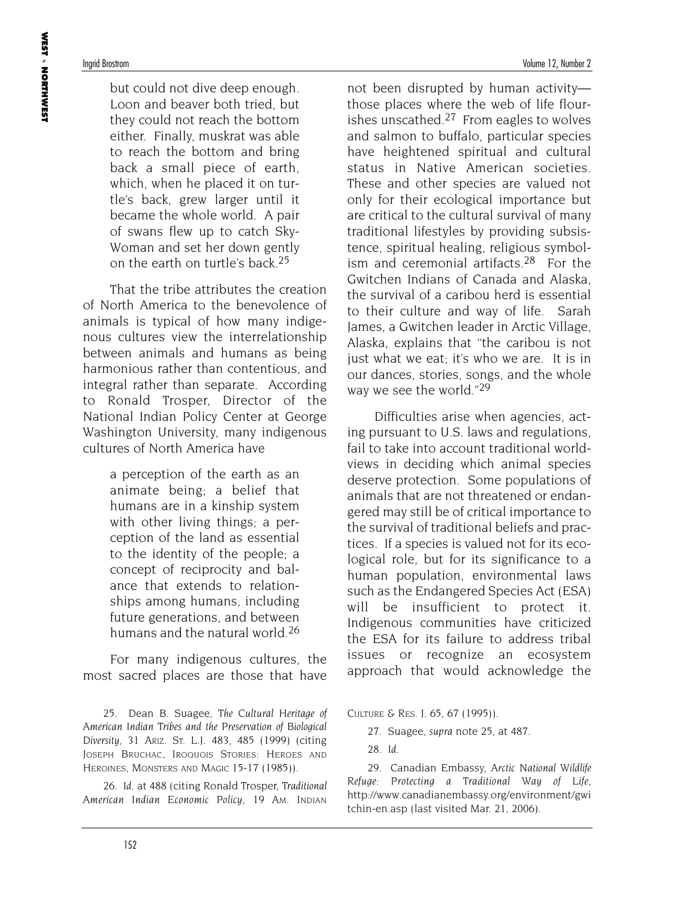> but could not dive deep enough. Loon and beaver both tried, but they could not reach the bottom either. Finally, muskrat was able to reach the bottom and bring back a small piece of earth, which, when he placed it on turtle's back, grew larger until it became the whole world. A pair of swans flew up to catch Sky-Woman and set her down gently on the earth on turtle's back.[25]

That the tribe attributes the creation of North America to the benevolence of animals is typical of how many indigenous cultures view the interrelationship between animals and humans as being harmonious rather than contentious, and integral rather than separate. According to Ronald Trosper, Director of the National Indian Policy Center at George Washington University, many indigenous cultures of North America have

> a perception of the earth as an animate being; a belief that humans are in a kinship system with other living things; a perception of the land as essential to the identity of the people; a concept of reciprocity and balance that extends to relationships among humans, including future generations, and between humans and the natural world.[26]

For many indigenous cultures, the most sacred places are those that have not been disrupted by human activity—those places where the web of life flourishes unscathed.[27] From eagles to wolves and salmon to buffalo, particular species have heightened spiritual and cultural status in Native American societies. These and other species are valued not only for their ecological importance but are critical to the cultural survival of many traditional lifestyles by providing subsistence, spiritual healing, religious symbolism and ceremonial artifacts.[28] For the Gwitchen Indians of Canada and Alaska, the survival of a caribou herd is essential to their culture and way of life. Sarah James, a Gwitchen leader in Arctic Village, Alaska, explains that "the caribou is not just what we eat; it's who we are. It is in our dances, stories, songs, and the whole way we see the world."[29]

Difficulties arise when agencies, acting pursuant to U.S. laws and regulations, fail to take into account traditional worldviews in deciding which animal species deserve protection. Some populations of animals that are not threatened or endangered may still be of critical importance to the survival of traditional beliefs and practices. If a species is valued not for its ecological role, but for its significance to a human population, environmental laws such as the Endangered Species Act (ESA) will be insufficient to protect it. Indigenous communities have criticized the ESA for its failure to address tribal issues or recognize an ecosystem approach that would acknowledge the

---

25. Dean B. Suagee, *The Cultural Heritage of American Indian Tribes and the Preservation of Biological Diversity*, 31 ARIZ. ST. L.J. 483, 485 (1999) (citing JOSEPH BRUCHAC, IROQUOIS STORIES: HEROES AND HEROINES, MONSTERS AND MAGIC 15-17 (1985)).

26. *Id.* at 488 (citing Ronald Trosper, *Traditional American Indian Economic Policy*, 19 AM. INDIAN CULTURE & RES. J. 65, 67 (1995)).

27. Suagee, *supra* note 25, at 487.

28. *Id.*

29. Canadian Embassy, *Arctic National Wildlife Refuge: Protecting a Traditional Way of Life*, http://www.canadianembassy.org/environment/gwitchin-en.asp (last visited Mar. 21, 2006).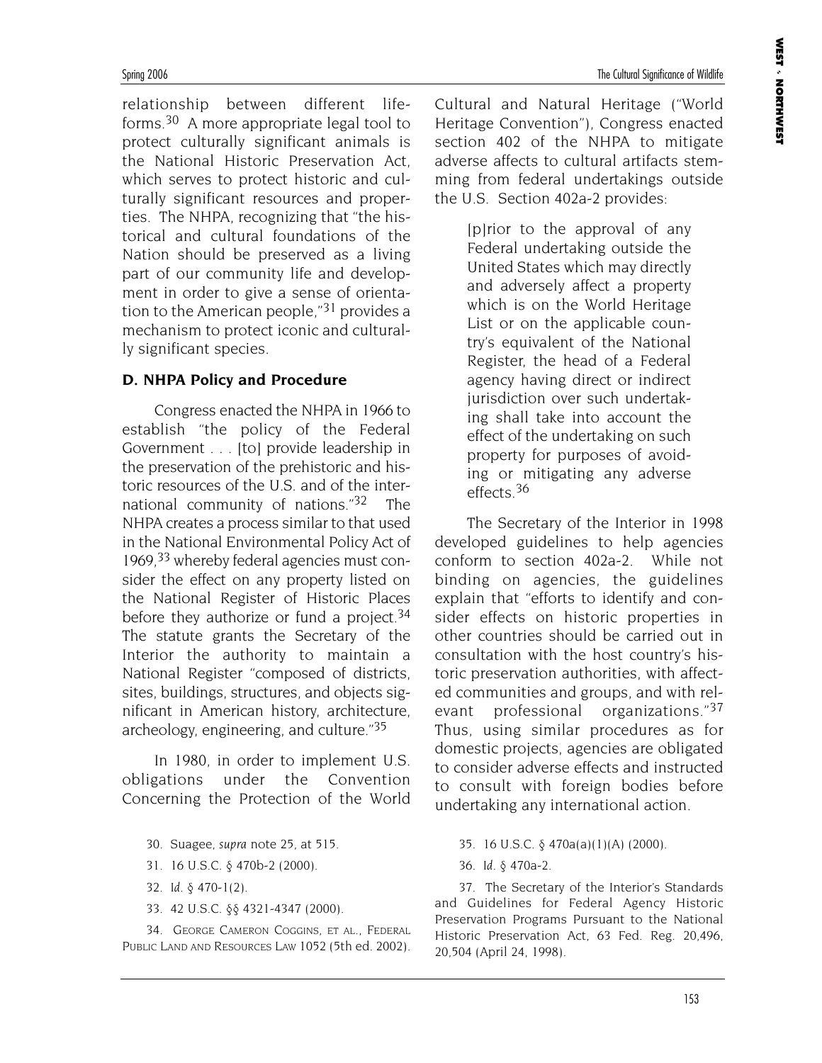relationship between different life-forms.[30] A more appropriate legal tool to protect culturally significant animals is the National Historic Preservation Act, which serves to protect historic and culturally significant resources and properties. The NHPA, recognizing that "the historical and cultural foundations of the Nation should be preserved as a living part of our community life and development in order to give a sense of orientation to the American people,"[31] provides a mechanism to protect iconic and culturally significant species.

### D. NHPA Policy and Procedure

Congress enacted the NHPA in 1966 to establish "the policy of the Federal Government . . . [to] provide leadership in the preservation of the prehistoric and historic resources of the U.S. and of the international community of nations."[32] The NHPA creates a process similar to that used in the National Environmental Policy Act of 1969,[33] whereby federal agencies must consider the effect on any property listed on the National Register of Historic Places before they authorize or fund a project.[34] The statute grants the Secretary of the Interior the authority to maintain a National Register "composed of districts, sites, buildings, structures, and objects significant in American history, architecture, archeology, engineering, and culture."[35]

In 1980, in order to implement U.S. obligations under the Convention Concerning the Protection of the World Cultural and Natural Heritage ("World Heritage Convention"), Congress enacted section 402 of the NHPA to mitigate adverse affects to cultural artifacts stemming from federal undertakings outside the U.S. Section 402a-2 provides:

> [p]rior to the approval of any Federal undertaking outside the United States which may directly and adversely affect a property which is on the World Heritage List or on the applicable country's equivalent of the National Register, the head of a Federal agency having direct or indirect jurisdiction over such undertaking shall take into account the effect of the undertaking on such property for purposes of avoiding or mitigating any adverse effects.[36]

The Secretary of the Interior in 1998 developed guidelines to help agencies conform to section 402a-2. While not binding on agencies, the guidelines explain that "efforts to identify and consider effects on historic properties in other countries should be carried out in consultation with the host country's historic preservation authorities, with affected communities and groups, and with relevant professional organizations."[37] Thus, using similar procedures as for domestic projects, agencies are obligated to consider adverse effects and instructed to consult with foreign bodies before undertaking any international action.

30. Suagee, *supra* note 25, at 515.

31. 16 U.S.C. § 470b-2 (2000).

32. *Id.* § 470-1(2).

33. 42 U.S.C. §§ 4321-4347 (2000).

34. George Cameron Coggins, et al., Federal Public Land and Resources Law 1052 (5th ed. 2002).

35. 16 U.S.C. § 470a(a)(1)(A) (2000).

36. *Id.* § 470a-2.

37. The Secretary of the Interior's Standards and Guidelines for Federal Agency Historic Preservation Programs Pursuant to the National Historic Preservation Act, 63 Fed. Reg. 20,496, 20,504 (April 24, 1998).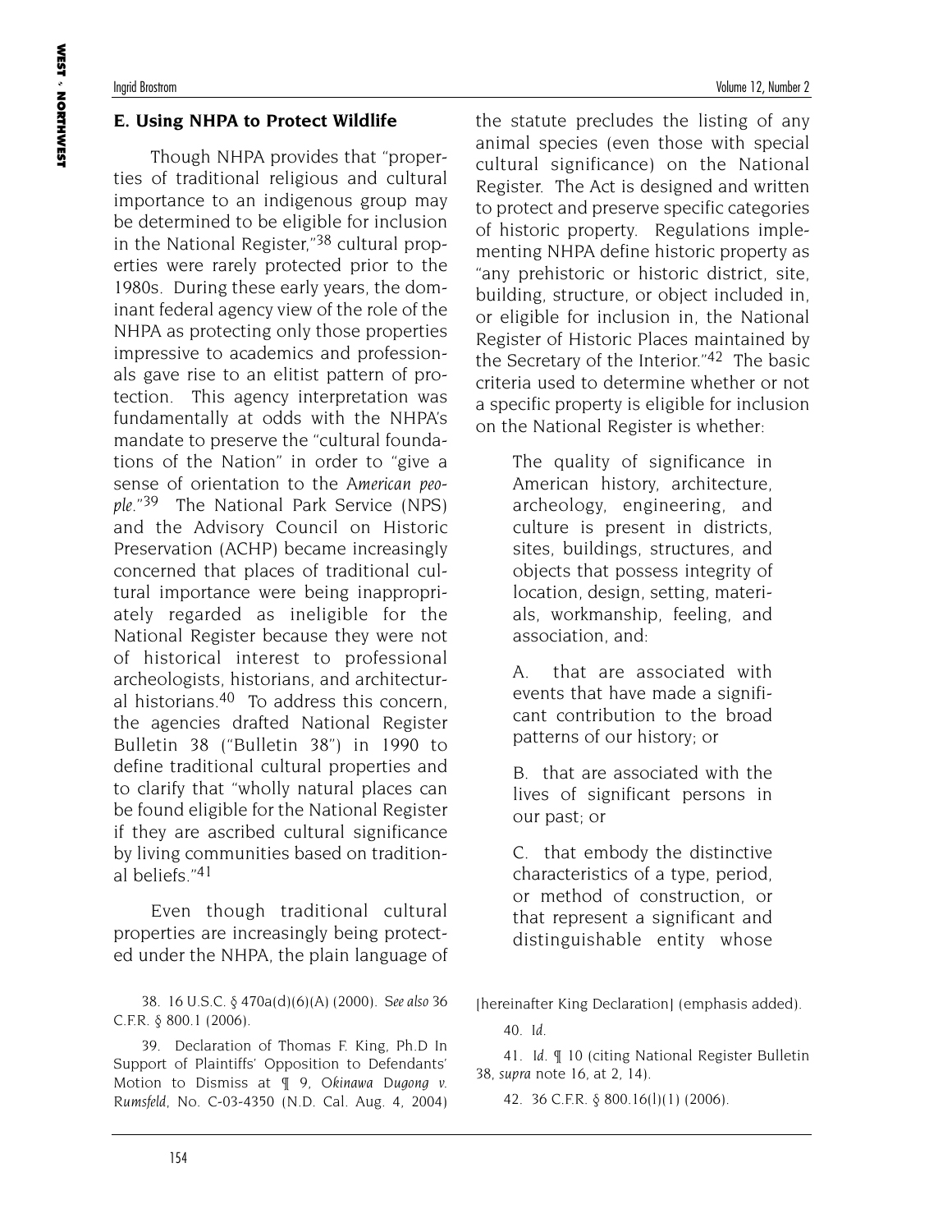### E. Using NHPA to Protect Wildlife

Though NHPA provides that "properties of traditional religious and cultural importance to an indigenous group may be determined to be eligible for inclusion in the National Register,"[38] cultural properties were rarely protected prior to the 1980s. During these early years, the dominant federal agency view of the role of the NHPA as protecting only those properties impressive to academics and professionals gave rise to an elitist pattern of protection. This agency interpretation was fundamentally at odds with the NHPA's mandate to preserve the "cultural foundations of the Nation" in order to "give a sense of orientation to the *American people*."[39] The National Park Service (NPS) and the Advisory Council on Historic Preservation (ACHP) became increasingly concerned that places of traditional cultural importance were being inappropriately regarded as ineligible for the National Register because they were not of historical interest to professional archeologists, historians, and architectural historians.[40] To address this concern, the agencies drafted National Register Bulletin 38 ("Bulletin 38") in 1990 to define traditional cultural properties and to clarify that "wholly natural places can be found eligible for the National Register if they are ascribed cultural significance by living communities based on traditional beliefs."[41]

Even though traditional cultural properties are increasingly being protected under the NHPA, the plain language of the statute precludes the listing of any animal species (even those with special cultural significance) on the National Register. The Act is designed and written to protect and preserve specific categories of historic property. Regulations implementing NHPA define historic property as "any prehistoric or historic district, site, building, structure, or object included in, or eligible for inclusion in, the National Register of Historic Places maintained by the Secretary of the Interior."[42] The basic criteria used to determine whether or not a specific property is eligible for inclusion on the National Register is whether:

> The quality of significance in American history, architecture, archeology, engineering, and culture is present in districts, sites, buildings, structures, and objects that possess integrity of location, design, setting, materials, workmanship, feeling, and association, and:
>
> A. that are associated with events that have made a significant contribution to the broad patterns of our history; or
>
> B. that are associated with the lives of significant persons in our past; or
>
> C. that embody the distinctive characteristics of a type, period, or method of construction, or that represent a significant and distinguishable entity whose

---

38. 16 U.S.C. § 470a(d)(6)(A) (2000). *See also* 36 C.F.R. § 800.1 (2006).

39. Declaration of Thomas F. King, Ph.D In Support of Plaintiffs' Opposition to Defendants' Motion to Dismiss at ¶ 9, *Okinawa Dugong v. Rumsfeld*, No. C-03-4350 (N.D. Cal. Aug. 4, 2004) [hereinafter King Declaration] (emphasis added).

40. *Id.*

41. *Id.* ¶ 10 (citing National Register Bulletin 38, *supra* note 16, at 2, 14).

42. 36 C.F.R. § 800.16(l)(1) (2006).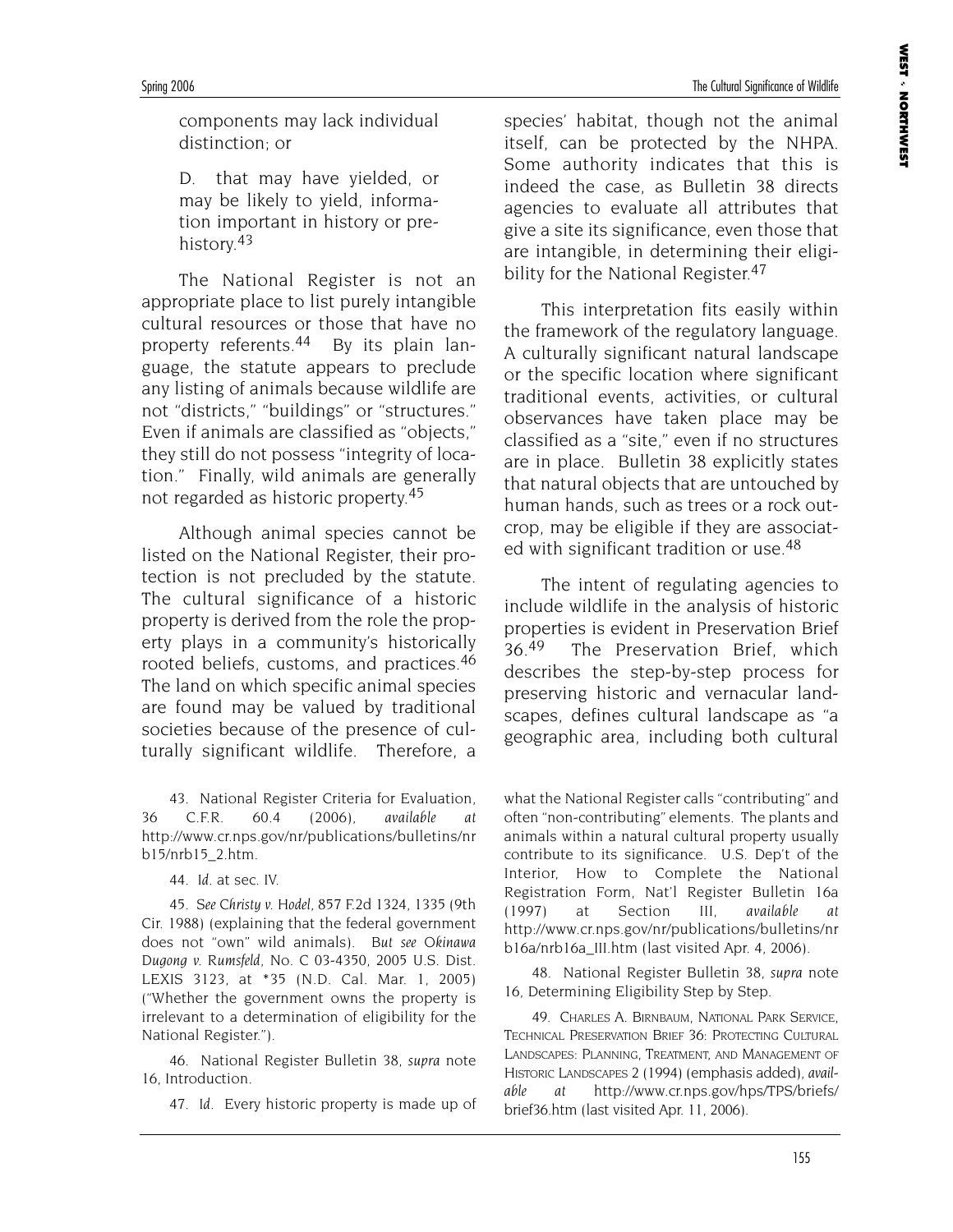components may lack individual distinction; or

D. that may have yielded, or may be likely to yield, information important in history or prehistory.[43]

The National Register is not an appropriate place to list purely intangible cultural resources or those that have no property referents.[44] By its plain language, the statute appears to preclude any listing of animals because wildlife are not "districts," "buildings" or "structures." Even if animals are classified as "objects," they still do not possess "integrity of location." Finally, wild animals are generally not regarded as historic property.[45]

Although animal species cannot be listed on the National Register, their protection is not precluded by the statute. The cultural significance of a historic property is derived from the role the property plays in a community's historically rooted beliefs, customs, and practices.[46] The land on which specific animal species are found may be valued by traditional societies because of the presence of culturally significant wildlife. Therefore, a species' habitat, though not the animal itself, can be protected by the NHPA. Some authority indicates that this is indeed the case, as Bulletin 38 directs agencies to evaluate all attributes that give a site its significance, even those that are intangible, in determining their eligibility for the National Register.[47]

This interpretation fits easily within the framework of the regulatory language. A culturally significant natural landscape or the specific location where significant traditional events, activities, or cultural observances have taken place may be classified as a "site," even if no structures are in place. Bulletin 38 explicitly states that natural objects that are untouched by human hands, such as trees or a rock outcrop, may be eligible if they are associated with significant tradition or use.[48]

The intent of regulating agencies to include wildlife in the analysis of historic properties is evident in Preservation Brief 36.[49] The Preservation Brief, which describes the step-by-step process for preserving historic and vernacular landscapes, defines cultural landscape as "a geographic area, including both cultural

---

43. National Register Criteria for Evaluation, 36 C.F.R. 60.4 (2006), *available at* http://www.cr.nps.gov/nr/publications/bulletins/nrb15/nrb15_2.htm.

44. *Id.* at sec. IV.

45. *See Christy v. Hodel*, 857 F.2d 1324, 1335 (9th Cir. 1988) (explaining that the federal government does not "own" wild animals). *But see Okinawa Dugong v. Rumsfeld*, No. C 03-4350, 2005 U.S. Dist. LEXIS 3123, at *35 (N.D. Cal. Mar. 1, 2005) ("Whether the government owns the property is irrelevant to a determination of eligibility for the National Register.").

46. National Register Bulletin 38, *supra* note 16, Introduction.

47. *Id.* Every historic property is made up of what the National Register calls "contributing" and often "non-contributing" elements. The plants and animals within a natural cultural property usually contribute to its significance. U.S. Dep't of the Interior, How to Complete the National Registration Form, Nat'l Register Bulletin 16a (1997) at Section III, *available at* http://www.cr.nps.gov/nr/publications/bulletins/nrb16a/nrb16a_III.htm (last visited Apr. 4, 2006).

48. National Register Bulletin 38, *supra* note 16, Determining Eligibility Step by Step.

49. CHARLES A. BIRNBAUM, NATIONAL PARK SERVICE, TECHNICAL PRESERVATION BRIEF 36: PROTECTING CULTURAL LANDSCAPES: PLANNING, TREATMENT, AND MANAGEMENT OF HISTORIC LANDSCAPES 2 (1994) (emphasis added), *available at* http://www.cr.nps.gov/hps/TPS/briefs/brief36.htm (last visited Apr. 11, 2006).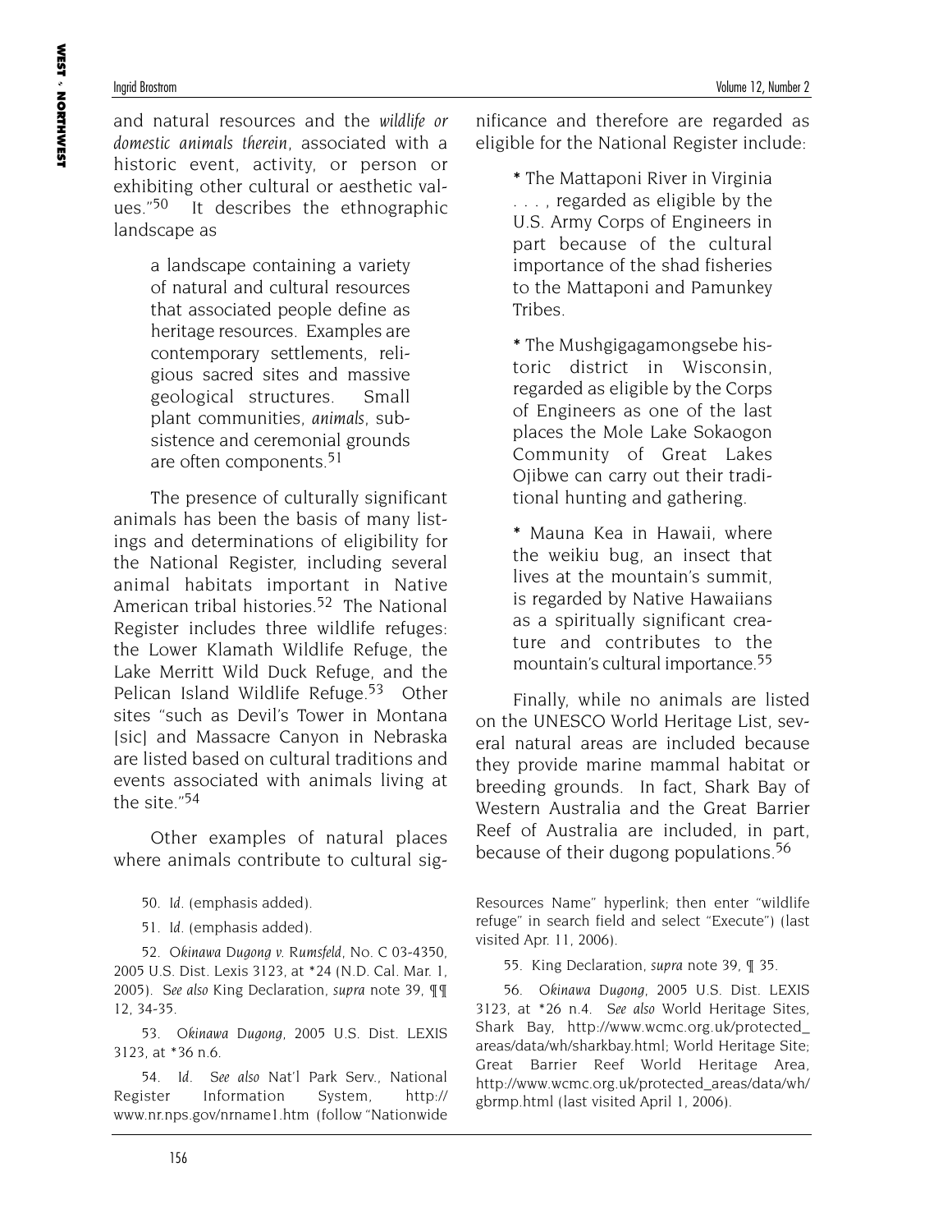and natural resources and the *wildlife or domestic animals therein*, associated with a historic event, activity, or person or exhibiting other cultural or aesthetic values."[50] It describes the ethnographic landscape as

> a landscape containing a variety of natural and cultural resources that associated people define as heritage resources. Examples are contemporary settlements, religious sacred sites and massive geological structures. Small plant communities, *animals*, subsistence and ceremonial grounds are often components.[51]

The presence of culturally significant animals has been the basis of many listings and determinations of eligibility for the National Register, including several animal habitats important in Native American tribal histories.[52] The National Register includes three wildlife refuges: the Lower Klamath Wildlife Refuge, the Lake Merritt Wild Duck Refuge, and the Pelican Island Wildlife Refuge.[53] Other sites "such as Devil's Tower in Montana [sic] and Massacre Canyon in Nebraska are listed based on cultural traditions and events associated with animals living at the site."[54]

Other examples of natural places where animals contribute to cultural significance and therefore are regarded as eligible for the National Register include:

> * The Mattaponi River in Virginia . . . , regarded as eligible by the U.S. Army Corps of Engineers in part because of the cultural importance of the shad fisheries to the Mattaponi and Pamunkey Tribes.
>
> * The Mushgigagamongsebe historic district in Wisconsin, regarded as eligible by the Corps of Engineers as one of the last places the Mole Lake Sokaogon Community of Great Lakes Ojibwe can carry out their traditional hunting and gathering.
>
> * Mauna Kea in Hawaii, where the weikiu bug, an insect that lives at the mountain's summit, is regarded by Native Hawaiians as a spiritually significant creature and contributes to the mountain's cultural importance.[55]

Finally, while no animals are listed on the UNESCO World Heritage List, several natural areas are included because they provide marine mammal habitat or breeding grounds. In fact, Shark Bay of Western Australia and the Great Barrier Reef of Australia are included, in part, because of their dugong populations.[56]

---

50. *Id.* (emphasis added).

51. *Id.* (emphasis added).

52. *Okinawa Dugong v. Rumsfeld*, No. C 03-4350, 2005 U.S. Dist. Lexis 3123, at *24 (N.D. Cal. Mar. 1, 2005). *See also* King Declaration, *supra* note 39, ¶¶ 12, 34-35.

53. *Okinawa Dugong*, 2005 U.S. Dist. LEXIS 3123, at *36 n.6.

54. *Id. See also* Nat'l Park Serv., National Register Information System, http://www.nr.nps.gov/nrname1.htm (follow "Nationwide Resources Name" hyperlink; then enter "wildlife refuge" in search field and select "Execute") (last visited Apr. 11, 2006).

55. King Declaration, *supra* note 39, ¶ 35.

56. *Okinawa Dugong*, 2005 U.S. Dist. LEXIS 3123, at *26 n.4. *See also* World Heritage Sites, Shark Bay, http://www.wcmc.org.uk/protected_areas/data/wh/sharkbay.html; World Heritage Site; Great Barrier Reef World Heritage Area, http://www.wcmc.org.uk/protected_areas/data/wh/gbrmp.html (last visited April 1, 2006).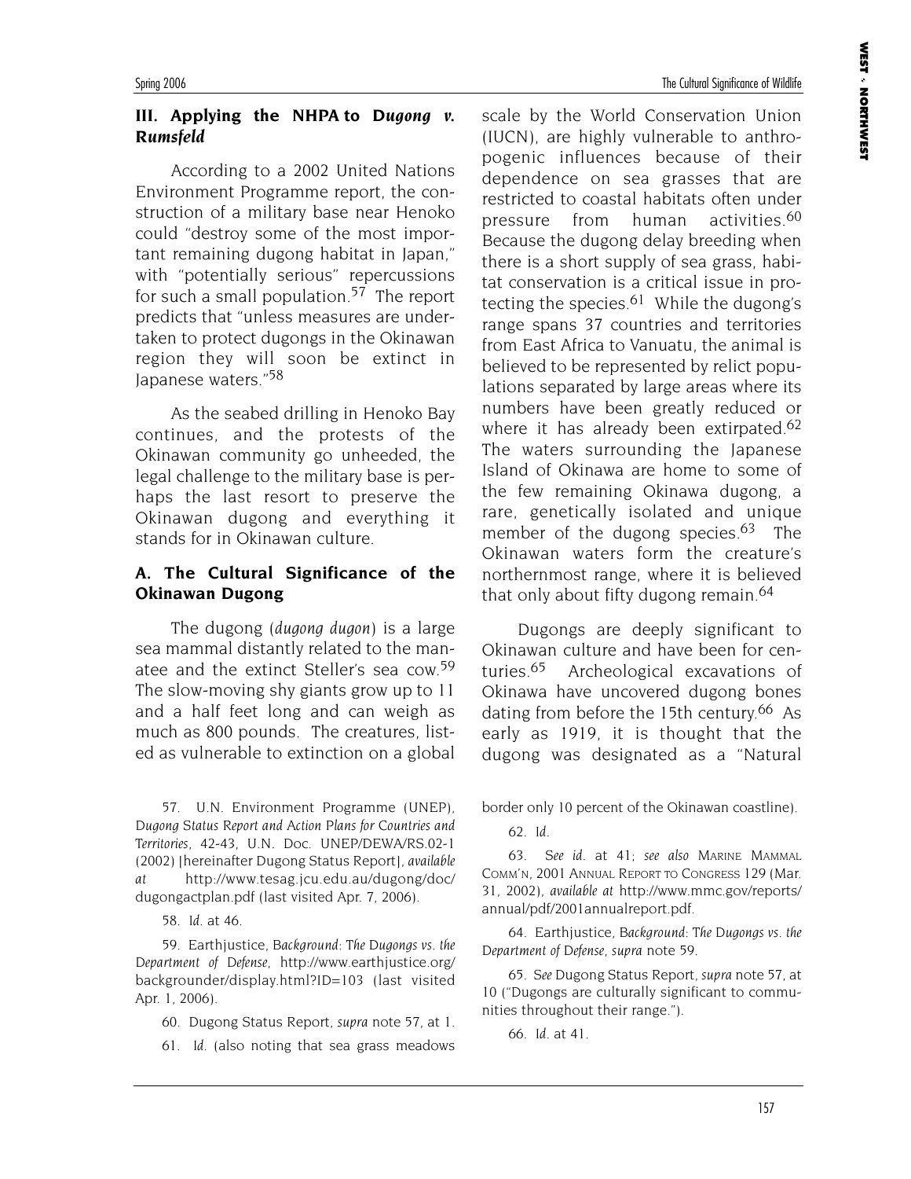## III. Applying the NHPA to *Dugong v. Rumsfeld*

According to a 2002 United Nations Environment Programme report, the construction of a military base near Henoko could "destroy some of the most important remaining dugong habitat in Japan," with "potentially serious" repercussions for such a small population.[57] The report predicts that "unless measures are undertaken to protect dugongs in the Okinawan region they will soon be extinct in Japanese waters."[58]

As the seabed drilling in Henoko Bay continues, and the protests of the Okinawan community go unheeded, the legal challenge to the military base is perhaps the last resort to preserve the Okinawan dugong and everything it stands for in Okinawan culture.

### A. The Cultural Significance of the Okinawan Dugong

The dugong (*dugong dugon*) is a large sea mammal distantly related to the manatee and the extinct Steller's sea cow.[59] The slow-moving shy giants grow up to 11 and a half feet long and can weigh as much as 800 pounds. The creatures, listed as vulnerable to extinction on a global scale by the World Conservation Union (IUCN), are highly vulnerable to anthropogenic influences because of their dependence on sea grasses that are restricted to coastal habitats often under pressure from human activities.[60] Because the dugong delay breeding when there is a short supply of sea grass, habitat conservation is a critical issue in protecting the species.[61] While the dugong's range spans 37 countries and territories from East Africa to Vanuatu, the animal is believed to be represented by relict populations separated by large areas where its numbers have been greatly reduced or where it has already been extirpated.[62] The waters surrounding the Japanese Island of Okinawa are home to some of the few remaining Okinawa dugong, a rare, genetically isolated and unique member of the dugong species.[63] The Okinawan waters form the creature's northernmost range, where it is believed that only about fifty dugong remain.[64]

Dugongs are deeply significant to Okinawan culture and have been for centuries.[65] Archeological excavations of Okinawa have uncovered dugong bones dating from before the 15th century.[66] As early as 1919, it is thought that the dugong was designated as a "Natural

---

57. U.N. Environment Programme (UNEP), *Dugong Status Report and Action Plans for Countries and Territories*, 42-43, U.N. Doc. UNEP/DEWA/RS.02-1 (2002) [hereinafter Dugong Status Report], *available at* http://www.tesag.jcu.edu.au/dugong/doc/dugongactplan.pdf (last visited Apr. 7, 2006).

58. *Id.* at 46.

59. Earthjustice, *Background: The Dugongs vs. the Department of Defense*, http://www.earthjustice.org/backgrounder/display.html?ID=103 (last visited Apr. 1, 2006).

60. Dugong Status Report, *supra* note 57, at 1.

61. *Id.* (also noting that sea grass meadows border only 10 percent of the Okinawan coastline).

62. *Id.*

63. *See id.* at 41; *see also* MARINE MAMMAL COMM'N, 2001 ANNUAL REPORT TO CONGRESS 129 (Mar. 31, 2002), *available at* http://www.mmc.gov/reports/annual/pdf/2001annualreport.pdf.

64. Earthjustice, *Background: The Dugongs vs. the Department of Defense*, *supra* note 59.

65. *See* Dugong Status Report, *supra* note 57, at 10 ("Dugongs are culturally significant to communities throughout their range.").

66. *Id.* at 41.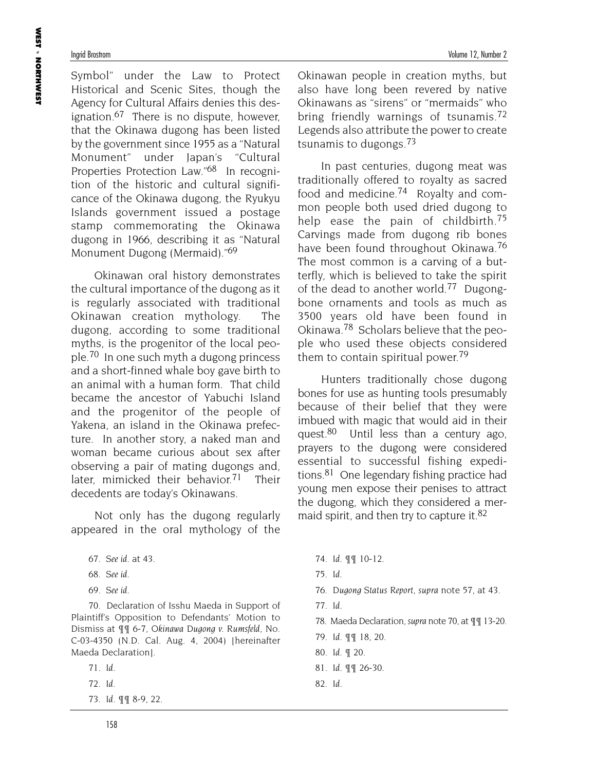Symbol" under the Law to Protect Historical and Scenic Sites, though the Agency for Cultural Affairs denies this designation.[67] There is no dispute, however, that the Okinawa dugong has been listed by the government since 1955 as a "Natural Monument" under Japan's "Cultural Properties Protection Law."[68] In recognition of the historic and cultural significance of the Okinawa dugong, the Ryukyu Islands government issued a postage stamp commemorating the Okinawa dugong in 1966, describing it as "Natural Monument Dugong (Mermaid)."[69]

Okinawan oral history demonstrates the cultural importance of the dugong as it is regularly associated with traditional Okinawan creation mythology. The dugong, according to some traditional myths, is the progenitor of the local people.[70] In one such myth a dugong princess and a short-finned whale boy gave birth to an animal with a human form. That child became the ancestor of Yabuchi Island and the progenitor of the people of Yakena, an island in the Okinawa prefecture. In another story, a naked man and woman became curious about sex after observing a pair of mating dugongs and, later, mimicked their behavior.[71] Their decedents are today's Okinawans.

Not only has the dugong regularly appeared in the oral mythology of the Okinawan people in creation myths, but also have long been revered by native Okinawans as "sirens" or "mermaids" who bring friendly warnings of tsunamis.[72] Legends also attribute the power to create tsunamis to dugongs.[73]

In past centuries, dugong meat was traditionally offered to royalty as sacred food and medicine.[74] Royalty and common people both used dried dugong to help ease the pain of childbirth.[75] Carvings made from dugong rib bones have been found throughout Okinawa.[76] The most common is a carving of a butterfly, which is believed to take the spirit of the dead to another world.[77] Dugong-bone ornaments and tools as much as 3500 years old have been found in Okinawa.[78] Scholars believe that the people who used these objects considered them to contain spiritual power.[79]

Hunters traditionally chose dugong bones for use as hunting tools presumably because of their belief that they were imbued with magic that would aid in their quest.[80] Until less than a century ago, prayers to the dugong were considered essential to successful fishing expeditions.[81] One legendary fishing practice had young men expose their penises to attract the dugong, which they considered a mermaid spirit, and then try to capture it.[82]

67. *See id.* at 43.

68. *See id.*

69. *See id.*

70. Declaration of Isshu Maeda in Support of Plaintiff's Opposition to Defendants' Motion to Dismiss at ¶¶ 6-7, *Okinawa Dugong v. Rumsfeld*, No. C-03-4350 (N.D. Cal. Aug. 4, 2004) [hereinafter Maeda Declaration].

71. *Id.*

72. *Id.*

73. *Id.* ¶¶ 8-9, 22.

74. *Id.* ¶¶ 10-12.

75. *Id.*

76. *Dugong Status Report*, *supra* note 57, at 43.

77. *Id.*

78. Maeda Declaration, *supra* note 70, at ¶¶ 13-20.

79. *Id.* ¶¶ 18, 20.

80. *Id.* ¶ 20.

81. *Id.* ¶¶ 26-30.

82. *Id.*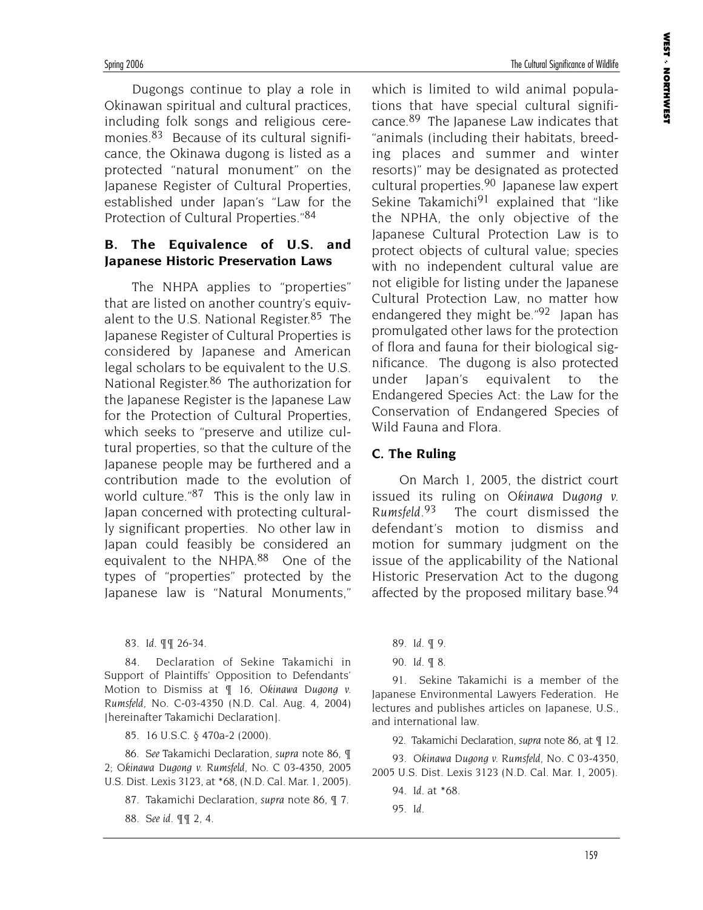Dugongs continue to play a role in Okinawan spiritual and cultural practices, including folk songs and religious ceremonies.[83] Because of its cultural significance, the Okinawa dugong is listed as a protected "natural monument" on the Japanese Register of Cultural Properties, established under Japan's "Law for the Protection of Cultural Properties."[84]

### B. The Equivalence of U.S. and Japanese Historic Preservation Laws

The NHPA applies to "properties" that are listed on another country's equivalent to the U.S. National Register.[85] The Japanese Register of Cultural Properties is considered by Japanese and American legal scholars to be equivalent to the U.S. National Register.[86] The authorization for the Japanese Register is the Japanese Law for the Protection of Cultural Properties, which seeks to "preserve and utilize cultural properties, so that the culture of the Japanese people may be furthered and a contribution made to the evolution of world culture."[87] This is the only law in Japan concerned with protecting culturally significant properties. No other law in Japan could feasibly be considered an equivalent to the NHPA.[88] One of the types of "properties" protected by the Japanese law is "Natural Monuments," which is limited to wild animal populations that have special cultural significance.[89] The Japanese Law indicates that "animals (including their habitats, breeding places and summer and winter resorts)" may be designated as protected cultural properties.[90] Japanese law expert Sekine Takamichi[91] explained that "like the NPHA, the only objective of the Japanese Cultural Protection Law is to protect objects of cultural value; species with no independent cultural value are not eligible for listing under the Japanese Cultural Protection Law, no matter how endangered they might be."[92] Japan has promulgated other laws for the protection of flora and fauna for their biological significance. The dugong is also protected under Japan's equivalent to the Endangered Species Act: the Law for the Conservation of Endangered Species of Wild Fauna and Flora.

### C. The Ruling

On March 1, 2005, the district court issued its ruling on *Okinawa Dugong v. Rumsfeld*.[93] The court dismissed the defendant's motion to dismiss and motion for summary judgment on the issue of the applicability of the National Historic Preservation Act to the dugong affected by the proposed military base.[94]

---

83. *Id.* ¶¶ 26-34.

84. Declaration of Sekine Takamichi in Support of Plaintiffs' Opposition to Defendants' Motion to Dismiss at ¶ 16, *Okinawa Dugong v. Rumsfeld*, No. C-03-4350 (N.D. Cal. Aug. 4, 2004) [hereinafter Takamichi Declaration].

85. 16 U.S.C. § 470a-2 (2000).

86. *See* Takamichi Declaration, *supra* note 86, ¶ 2; *Okinawa Dugong v. Rumsfeld*, No. C 03-4350, 2005 U.S. Dist. Lexis 3123, at *68, (N.D. Cal. Mar. 1, 2005).

87. Takamichi Declaration, *supra* note 86, ¶ 7.

88. *See id.* ¶¶ 2, 4.

89. *Id.* ¶ 9.

90. *Id.* ¶ 8.

91. Sekine Takamichi is a member of the Japanese Environmental Lawyers Federation. He lectures and publishes articles on Japanese, U.S., and international law.

92. Takamichi Declaration, *supra* note 86, at ¶ 12.

93. *Okinawa Dugong v. Rumsfeld*, No. C 03-4350, 2005 U.S. Dist. Lexis 3123 (N.D. Cal. Mar. 1, 2005).

94. *Id.* at *68.

95. *Id.*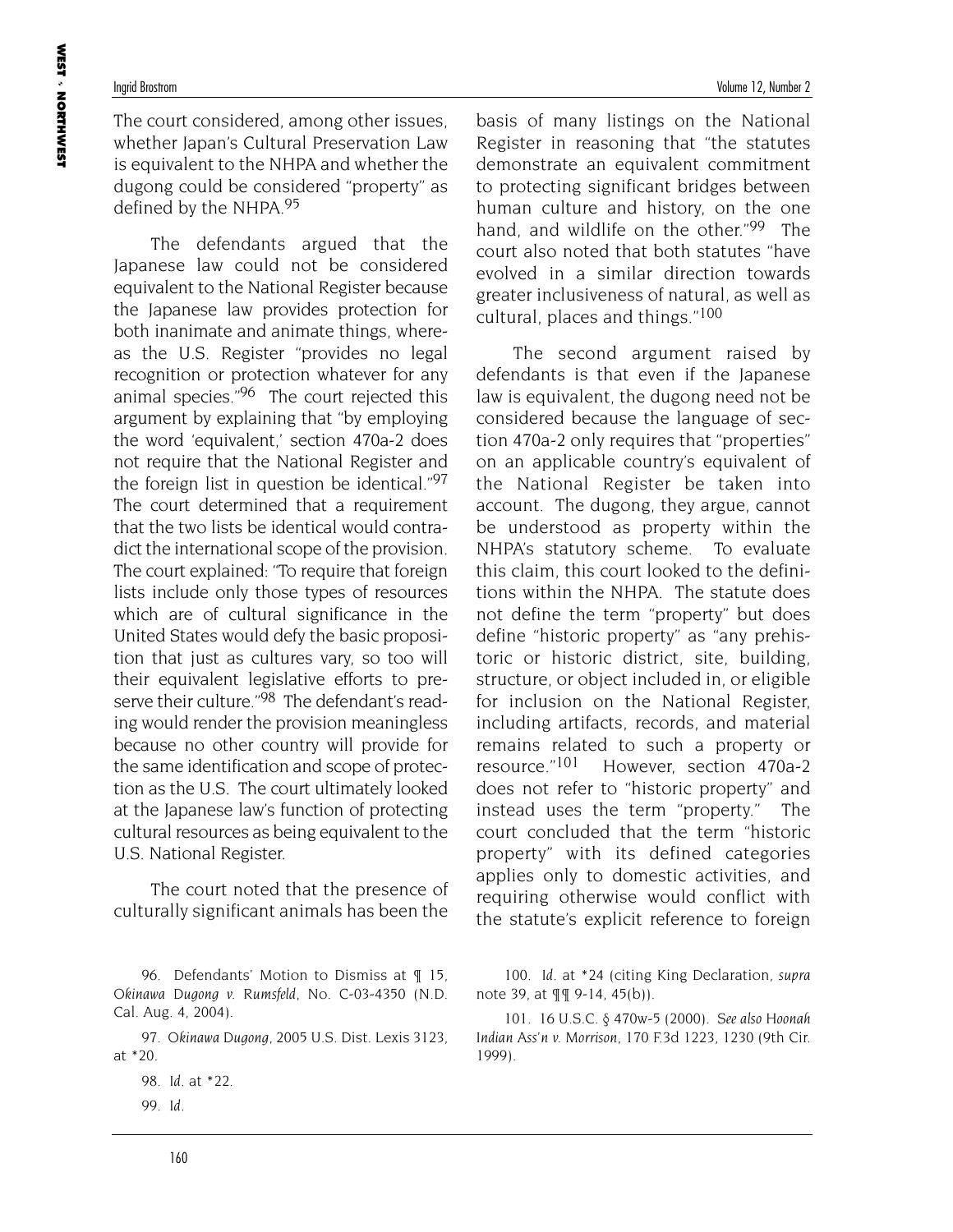The court considered, among other issues, whether Japan's Cultural Preservation Law is equivalent to the NHPA and whether the dugong could be considered "property" as defined by the NHPA.[95]

The defendants argued that the Japanese law could not be considered equivalent to the National Register because the Japanese law provides protection for both inanimate and animate things, whereas the U.S. Register "provides no legal recognition or protection whatever for any animal species."[96] The court rejected this argument by explaining that "by employing the word 'equivalent,' section 470a-2 does not require that the National Register and the foreign list in question be identical."[97] The court determined that a requirement that the two lists be identical would contradict the international scope of the provision. The court explained: "To require that foreign lists include only those types of resources which are of cultural significance in the United States would defy the basic proposition that just as cultures vary, so too will their equivalent legislative efforts to preserve their culture."[98] The defendant's reading would render the provision meaningless because no other country will provide for the same identification and scope of protection as the U.S. The court ultimately looked at the Japanese law's function of protecting cultural resources as being equivalent to the U.S. National Register.

The court noted that the presence of culturally significant animals has been the basis of many listings on the National Register in reasoning that "the statutes demonstrate an equivalent commitment to protecting significant bridges between human culture and history, on the one hand, and wildlife on the other."[99] The court also noted that both statutes "have evolved in a similar direction towards greater inclusiveness of natural, as well as cultural, places and things."[100]

The second argument raised by defendants is that even if the Japanese law is equivalent, the dugong need not be considered because the language of section 470a-2 only requires that "properties" on an applicable country's equivalent of the National Register be taken into account. The dugong, they argue, cannot be understood as property within the NHPA's statutory scheme. To evaluate this claim, this court looked to the definitions within the NHPA. The statute does not define the term "property" but does define "historic property" as "any prehistoric or historic district, site, building, structure, or object included in, or eligible for inclusion on the National Register, including artifacts, records, and material remains related to such a property or resource."[101] However, section 470a-2 does not refer to "historic property" and instead uses the term "property." The court concluded that the term "historic property" with its defined categories applies only to domestic activities, and requiring otherwise would conflict with the statute's explicit reference to foreign

---

96. Defendants' Motion to Dismiss at ¶ 15, *Okinawa Dugong v. Rumsfeld*, No. C-03-4350 (N.D. Cal. Aug. 4, 2004).

97. *Okinawa Dugong*, 2005 U.S. Dist. Lexis 3123, at *20.

98. *Id.* at *22.

99. *Id.*

100. *Id.* at *24 (citing King Declaration, *supra* note 39, at ¶¶ 9-14, 45(b)).

101. 16 U.S.C. § 470w-5 (2000). *See also Hoonah Indian Ass'n v. Morrison*, 170 F.3d 1223, 1230 (9th Cir. 1999).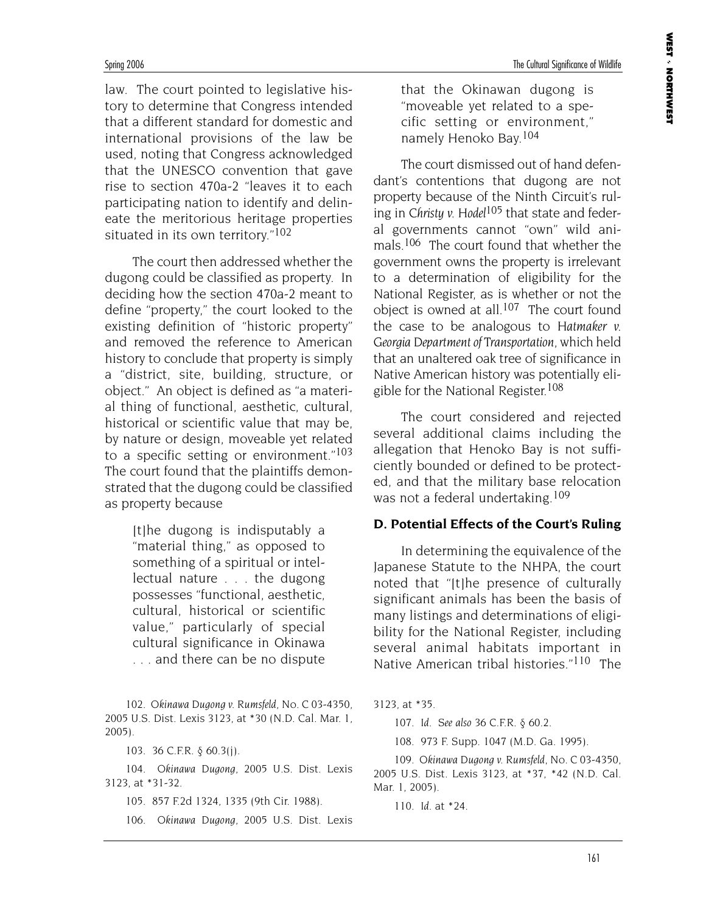law. The court pointed to legislative history to determine that Congress intended that a different standard for domestic and international provisions of the law be used, noting that Congress acknowledged that the UNESCO convention that gave rise to section 470a-2 "leaves it to each participating nation to identify and delineate the meritorious heritage properties situated in its own territory."[102]

The court then addressed whether the dugong could be classified as property. In deciding how the section 470a-2 meant to define "property," the court looked to the existing definition of "historic property" and removed the reference to American history to conclude that property is simply a "district, site, building, structure, or object." An object is defined as "a material thing of functional, aesthetic, cultural, historical or scientific value that may be, by nature or design, moveable yet related to a specific setting or environment."[103] The court found that the plaintiffs demonstrated that the dugong could be classified as property because

> [t]he dugong is indisputably a "material thing," as opposed to something of a spiritual or intellectual nature . . . the dugong possesses "functional, aesthetic, cultural, historical or scientific value," particularly of special cultural significance in Okinawa . . . and there can be no dispute that the Okinawan dugong is "moveable yet related to a specific setting or environment," namely Henoko Bay.[104]

The court dismissed out of hand defendant's contentions that dugong are not property because of the Ninth Circuit's ruling in *Christy v. Hodel*[105] that state and federal governments cannot "own" wild animals.[106] The court found that whether the government owns the property is irrelevant to a determination of eligibility for the National Register, as is whether or not the object is owned at all.[107] The court found the case to be analogous to *Hatmaker v. Georgia Department of Transportation*, which held that an unaltered oak tree of significance in Native American history was potentially eligible for the National Register.[108]

The court considered and rejected several additional claims including the allegation that Henoko Bay is not sufficiently bounded or defined to be protected, and that the military base relocation was not a federal undertaking.[109]

### D. Potential Effects of the Court's Ruling

In determining the equivalence of the Japanese Statute to the NHPA, the court noted that "[t]he presence of culturally significant animals has been the basis of many listings and determinations of eligibility for the National Register, including several animal habitats important in Native American tribal histories."[110] The

---

102. *Okinawa Dugong v. Rumsfeld*, No. C 03-4350, 2005 U.S. Dist. Lexis 3123, at *30 (N.D. Cal. Mar. 1, 2005).

103. 36 C.F.R. § 60.3(j).

104. *Okinawa Dugong*, 2005 U.S. Dist. Lexis 3123, at *31-32.

105. 857 F.2d 1324, 1335 (9th Cir. 1988).

106. *Okinawa Dugong*, 2005 U.S. Dist. Lexis 3123, at *35.

107. *Id. See also* 36 C.F.R. § 60.2.

108. 973 F. Supp. 1047 (M.D. Ga. 1995).

109. *Okinawa Dugong v. Rumsfeld*, No. C 03-4350, 2005 U.S. Dist. Lexis 3123, at *37, *42 (N.D. Cal. Mar. 1, 2005).

110. *Id.* at *24.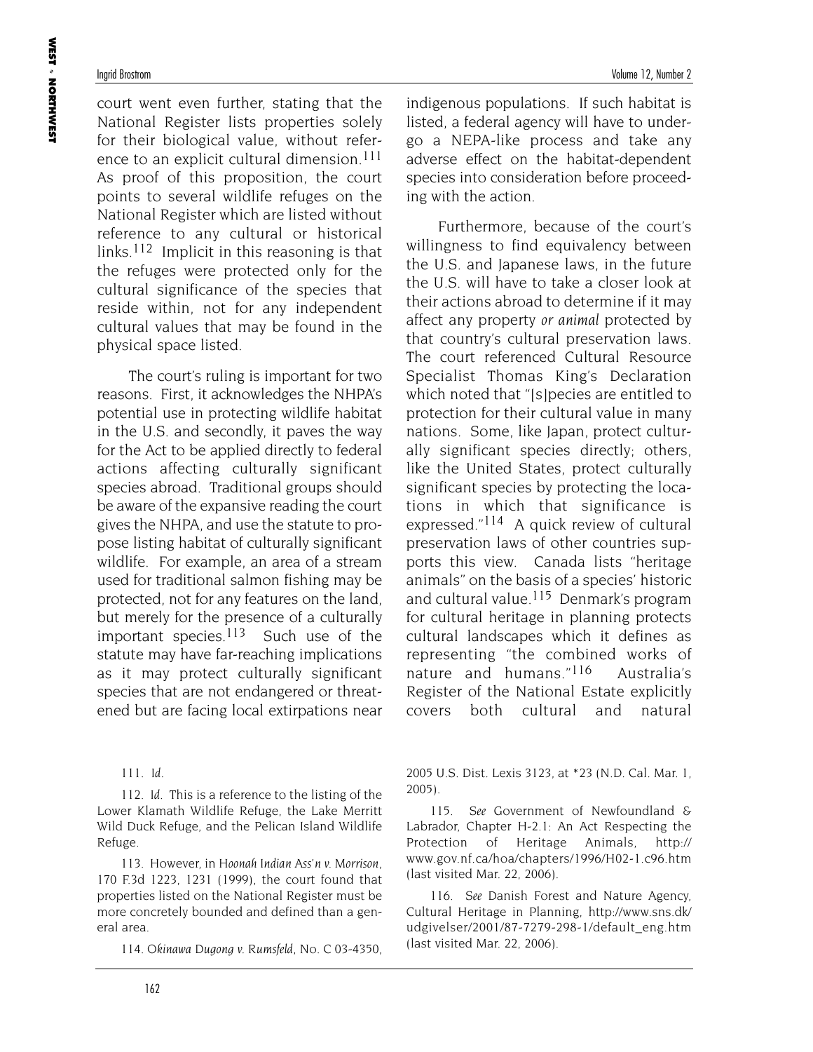court went even further, stating that the National Register lists properties solely for their biological value, without reference to an explicit cultural dimension.[111] As proof of this proposition, the court points to several wildlife refuges on the National Register which are listed without reference to any cultural or historical links.[112] Implicit in this reasoning is that the refuges were protected only for the cultural significance of the species that reside within, not for any independent cultural values that may be found in the physical space listed.

The court's ruling is important for two reasons. First, it acknowledges the NHPA's potential use in protecting wildlife habitat in the U.S. and secondly, it paves the way for the Act to be applied directly to federal actions affecting culturally significant species abroad. Traditional groups should be aware of the expansive reading the court gives the NHPA, and use the statute to propose listing habitat of culturally significant wildlife. For example, an area of a stream used for traditional salmon fishing may be protected, not for any features on the land, but merely for the presence of a culturally important species.[113] Such use of the statute may have far-reaching implications as it may protect culturally significant species that are not endangered or threatened but are facing local extirpations near indigenous populations. If such habitat is listed, a federal agency will have to undergo a NEPA-like process and take any adverse effect on the habitat-dependent species into consideration before proceeding with the action.

Furthermore, because of the court's willingness to find equivalency between the U.S. and Japanese laws, in the future the U.S. will have to take a closer look at their actions abroad to determine if it may affect any property *or animal* protected by that country's cultural preservation laws. The court referenced Cultural Resource Specialist Thomas King's Declaration which noted that "[s]pecies are entitled to protection for their cultural value in many nations. Some, like Japan, protect culturally significant species directly; others, like the United States, protect culturally significant species by protecting the locations in which that significance is expressed."[114] A quick review of cultural preservation laws of other countries supports this view. Canada lists "heritage animals" on the basis of a species' historic and cultural value.[115] Denmark's program for cultural heritage in planning protects cultural landscapes which it defines as representing "the combined works of nature and humans."[116] Australia's Register of the National Estate explicitly covers both cultural and natural

111. *Id.*

112. *Id.* This is a reference to the listing of the Lower Klamath Wildlife Refuge, the Lake Merritt Wild Duck Refuge, and the Pelican Island Wildlife Refuge.

113. However, in *Hoonah Indian Ass'n v. Morrison*, 170 F.3d 1223, 1231 (1999), the court found that properties listed on the National Register must be more concretely bounded and defined than a general area.

114. *Okinawa Dugong v. Rumsfeld*, No. C 03-4350, 2005 U.S. Dist. Lexis 3123, at *23 (N.D. Cal. Mar. 1, 2005).

115. *See* Government of Newfoundland & Labrador, Chapter H-2.1: An Act Respecting the Protection of Heritage Animals, http://www.gov.nf.ca/hoa/chapters/1996/H02-1.c96.htm (last visited Mar. 22, 2006).

116. *See* Danish Forest and Nature Agency, Cultural Heritage in Planning, http://www.sns.dk/udgivelser/2001/87-7279-298-1/default_eng.htm (last visited Mar. 22, 2006).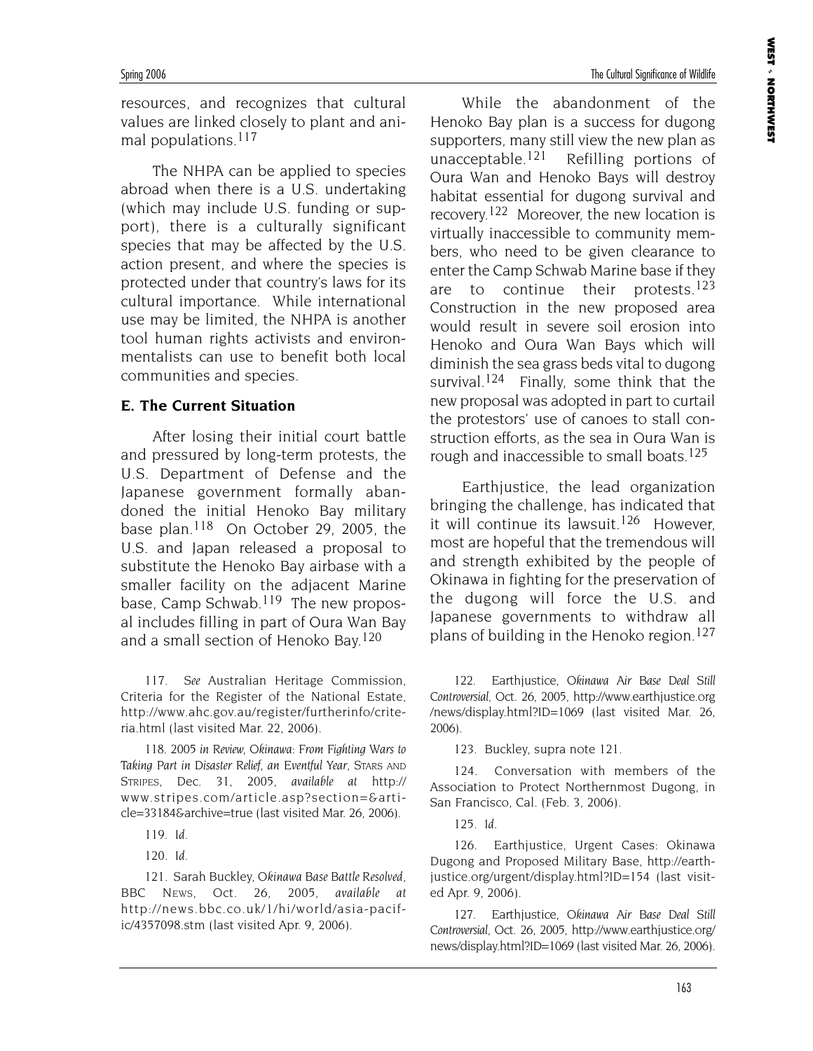resources, and recognizes that cultural values are linked closely to plant and animal populations.[117]

The NHPA can be applied to species abroad when there is a U.S. undertaking (which may include U.S. funding or support), there is a culturally significant species that may be affected by the U.S. action present, and where the species is protected under that country's laws for its cultural importance. While international use may be limited, the NHPA is another tool human rights activists and environmentalists can use to benefit both local communities and species.

### E. The Current Situation

After losing their initial court battle and pressured by long-term protests, the U.S. Department of Defense and the Japanese government formally abandoned the initial Henoko Bay military base plan.[118] On October 29, 2005, the U.S. and Japan released a proposal to substitute the Henoko Bay airbase with a smaller facility on the adjacent Marine base, Camp Schwab.[119] The new proposal includes filling in part of Oura Wan Bay and a small section of Henoko Bay.[120]

While the abandonment of the Henoko Bay plan is a success for dugong supporters, many still view the new plan as unacceptable.[121] Refilling portions of Oura Wan and Henoko Bays will destroy habitat essential for dugong survival and recovery.[122] Moreover, the new location is virtually inaccessible to community members, who need to be given clearance to enter the Camp Schwab Marine base if they are to continue their protests.[123] Construction in the new proposed area would result in severe soil erosion into Henoko and Oura Wan Bays which will diminish the sea grass beds vital to dugong survival.[124] Finally, some think that the new proposal was adopted in part to curtail the protestors' use of canoes to stall construction efforts, as the sea in Oura Wan is rough and inaccessible to small boats.[125]

Earthjustice, the lead organization bringing the challenge, has indicated that it will continue its lawsuit.[126] However, most are hopeful that the tremendous will and strength exhibited by the people of Okinawa in fighting for the preservation of the dugong will force the U.S. and Japanese governments to withdraw all plans of building in the Henoko region.[127]

---

117. *See* Australian Heritage Commission, Criteria for the Register of the National Estate, http://www.ahc.gov.au/register/furtherinfo/criteria.html (last visited Mar. 22, 2006).

118. *2005 in Review, Okinawa: From Fighting Wars to Taking Part in Disaster Relief, an Eventful Year*, STARS AND STRIPES, Dec. 31, 2005, *available at* http://www.stripes.com/article.asp?section=&article=33184&archive=true (last visited Mar. 26, 2006).

119. *Id.*

120. *Id.*

121. Sarah Buckley, *Okinawa Base Battle Resolved*, BBC NEWS, Oct. 26, 2005, *available at* http://news.bbc.co.uk/1/hi/world/asia-pacific/4357098.stm (last visited Apr. 9, 2006).

122. Earthjustice, *Okinawa Air Base Deal Still Controversial*, Oct. 26, 2005, http://www.earthjustice.org/news/display.html?ID=1069 (last visited Mar. 26, 2006).

123. Buckley, supra note 121.

124. Conversation with members of the Association to Protect Northernmost Dugong, in San Francisco, Cal. (Feb. 3, 2006).

125. *Id.*

126. Earthjustice, Urgent Cases: Okinawa Dugong and Proposed Military Base, http://earthjustice.org/urgent/display.html?ID=154 (last visited Apr. 9, 2006).

127. Earthjustice, *Okinawa Air Base Deal Still Controversial*, Oct. 26, 2005, http://www.earthjustice.org/news/display.html?ID=1069 (last visited Mar. 26, 2006).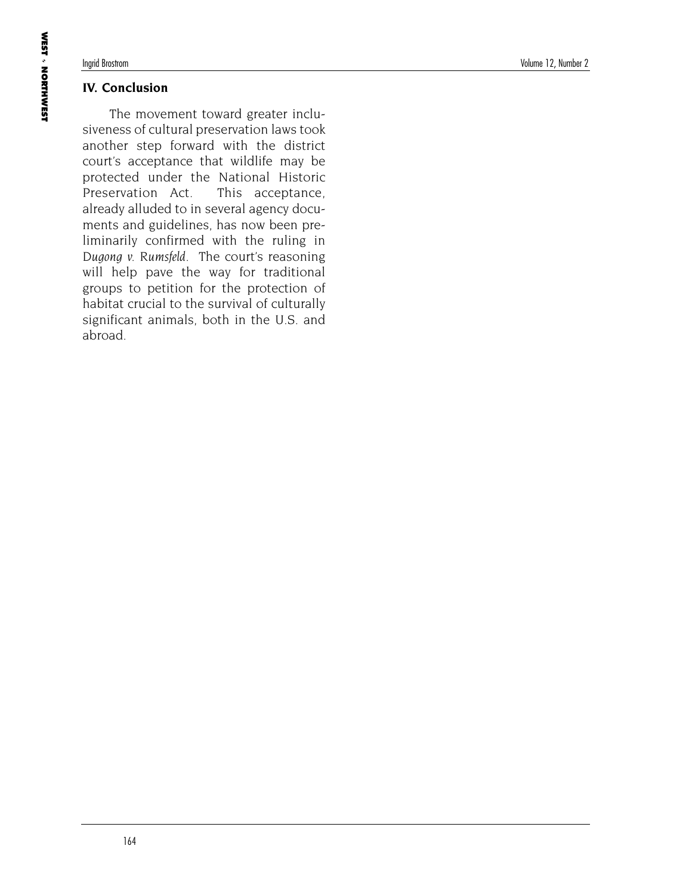## IV. Conclusion

The movement toward greater inclusiveness of cultural preservation laws took another step forward with the district court's acceptance that wildlife may be protected under the National Historic Preservation Act. This acceptance, already alluded to in several agency documents and guidelines, has now been preliminarily confirmed with the ruling in *Dugong v. Rumsfeld*. The court's reasoning will help pave the way for traditional groups to petition for the protection of habitat crucial to the survival of culturally significant animals, both in the U.S. and abroad.